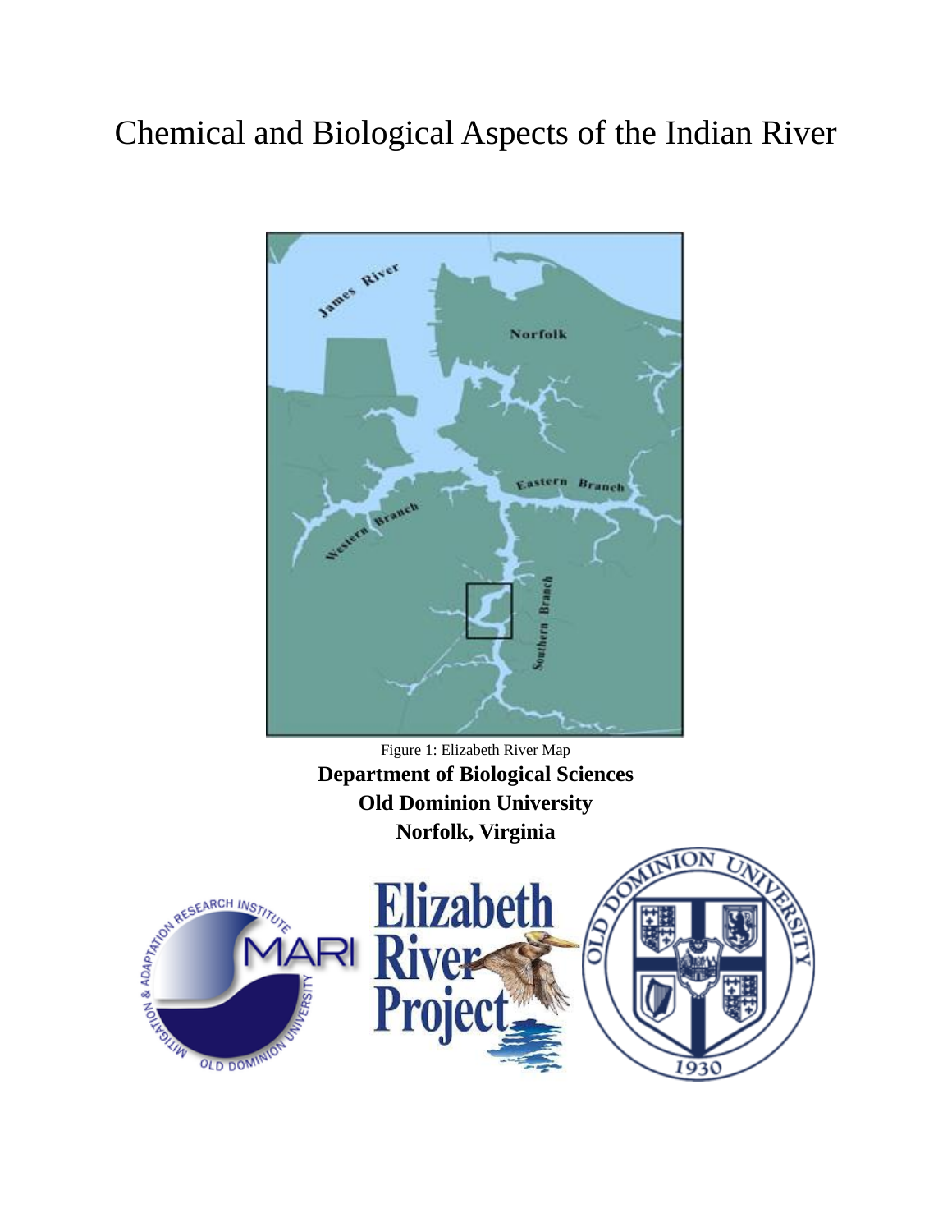# Chemical and Biological Aspects of the Indian River

Figure 1: Elizabeth River Map

**Department of Biological Sciences**
**Old Dominion University**
**Norfolk, Virginia**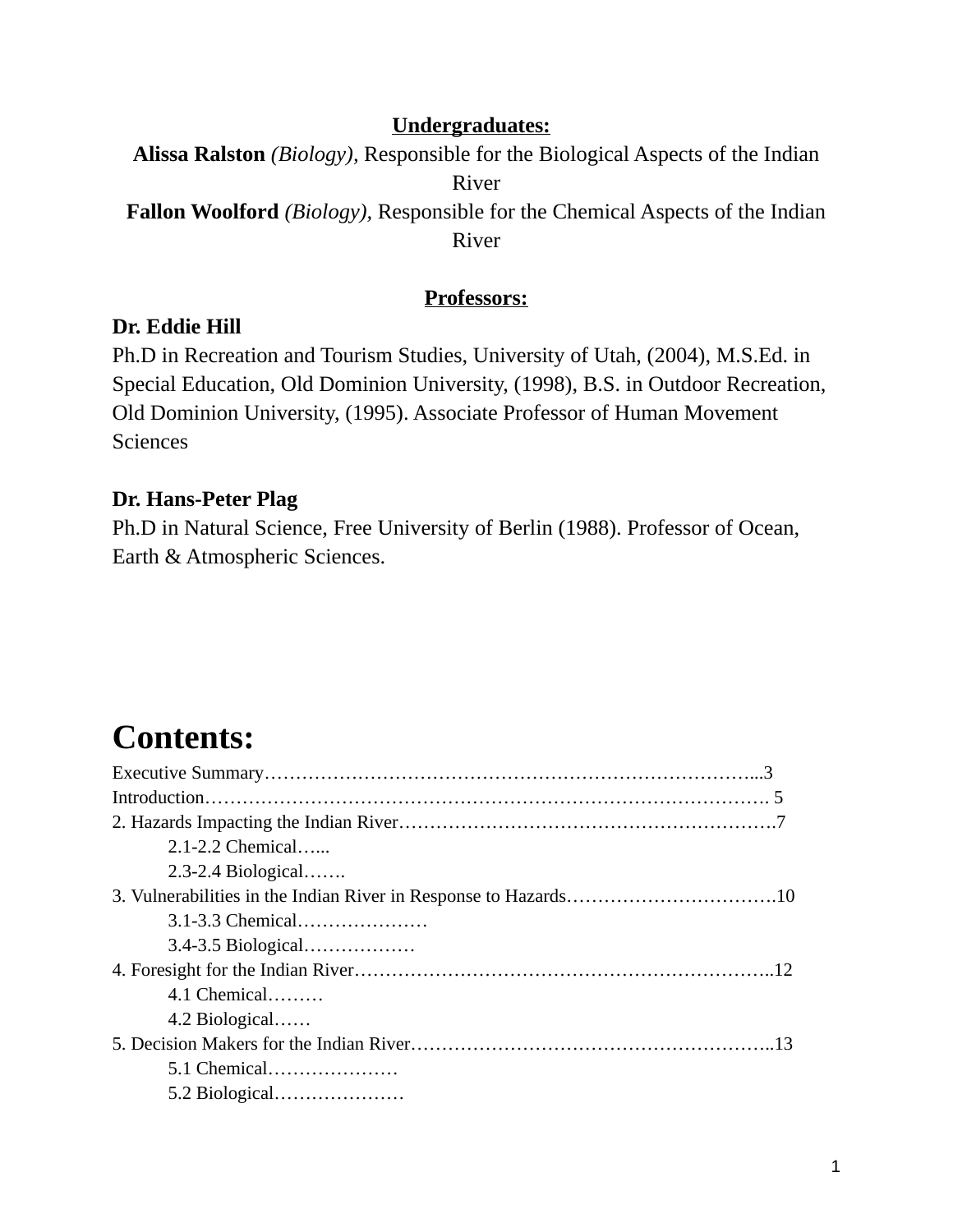**Undergraduates:**

**Alissa Ralston** *(Biology)*, Responsible for the Biological Aspects of the Indian River

**Fallon Woolford** *(Biology)*, Responsible for the Chemical Aspects of the Indian River

**Professors:**

**Dr. Eddie Hill**

Ph.D in Recreation and Tourism Studies, University of Utah, (2004), M.S.Ed. in Special Education, Old Dominion University, (1998), B.S. in Outdoor Recreation, Old Dominion University, (1995). Associate Professor of Human Movement Sciences

**Dr. Hans-Peter Plag**

Ph.D in Natural Science, Free University of Berlin (1988). Professor of Ocean, Earth & Atmospheric Sciences.

# Contents:

Executive Summary……………………………………………………………………...3

Introduction……………………………………………………………………………. 5

2. Hazards Impacting the Indian River…………………………………………………….7
    - 2.1-2.2 Chemical…...
    - 2.3-2.4 Biological…….
3. Vulnerabilities in the Indian River in Response to Hazards…………………………….10
    - 3.1-3.3 Chemical…………………
    - 3.4-3.5 Biological………………
4. Foresight for the Indian River…………………………………………………………..12
    - 4.1 Chemical………
    - 4.2 Biological……
5. Decision Makers for the Indian River…………………………………………………..13
    - 5.1 Chemical…………………
    - 5.2 Biological…………………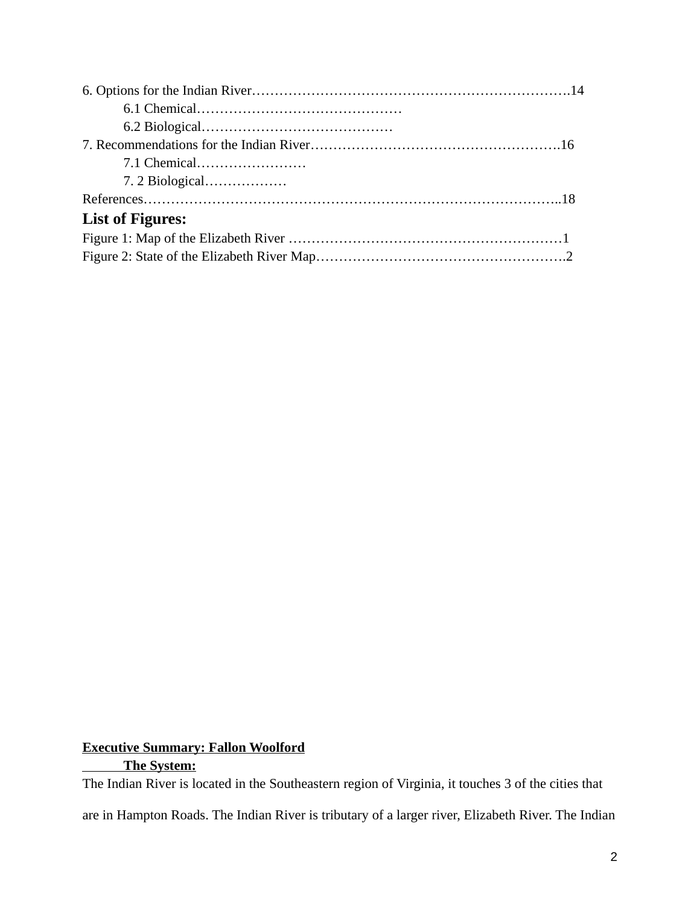6. Options for the Indian River……………………………………………………………….14

    6.1 Chemical………………………………………

    6.2 Biological……………………………………

7. Recommendations for the Indian River……………………………………………….16

    7.1 Chemical……………………

    7. 2 Biological………………

References……………………………………………………………………………..18

## List of Figures:

Figure 1: Map of the Elizabeth River ……………………………………………………1

Figure 2: State of the Elizabeth River Map……………………………………………….2

**Executive Summary: Fallon Woolford**

**The System:**

The Indian River is located in the Southeastern region of Virginia, it touches 3 of the cities that are in Hampton Roads. The Indian River is tributary of a larger river, Elizabeth River. The Indian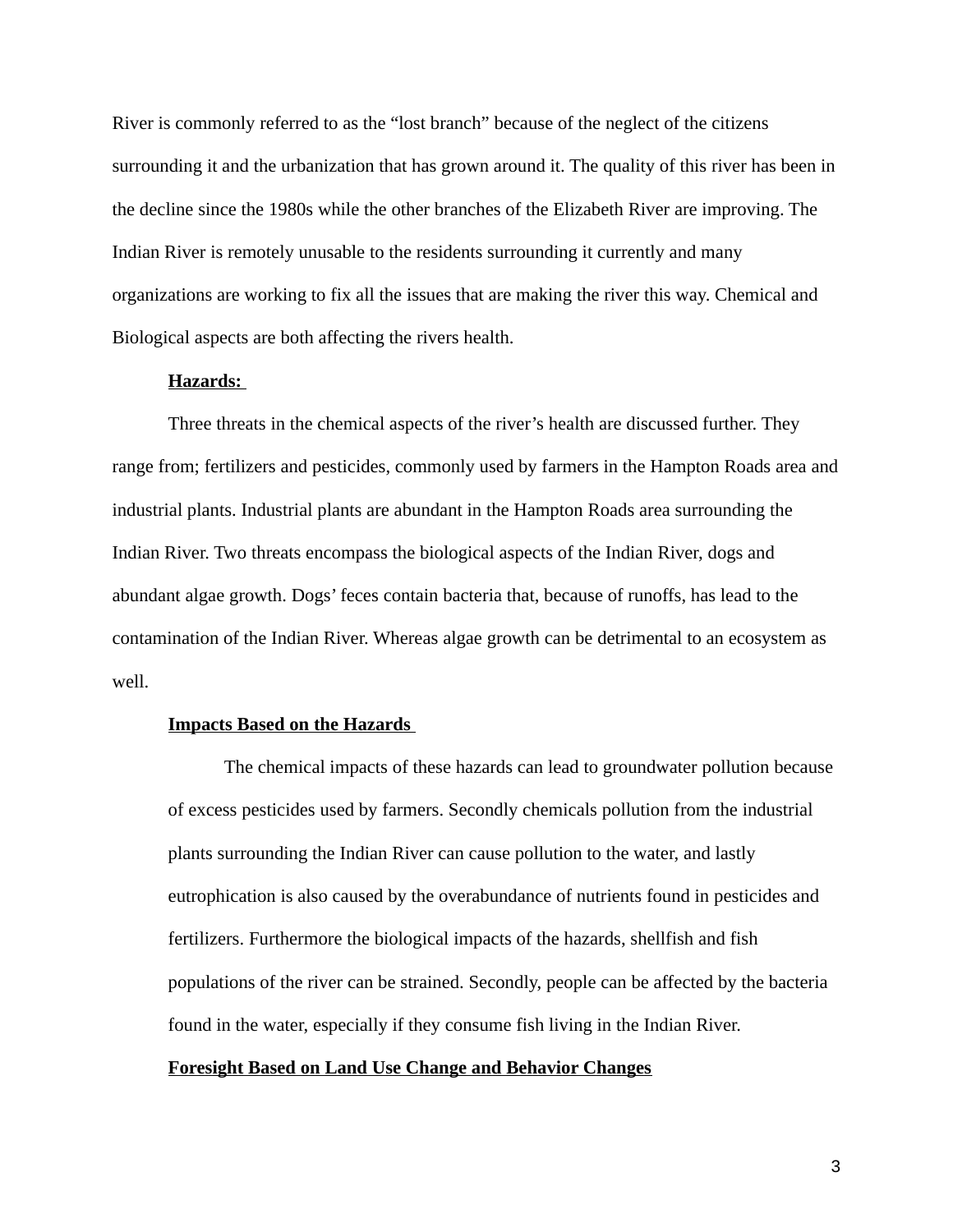River is commonly referred to as the "lost branch" because of the neglect of the citizens surrounding it and the urbanization that has grown around it. The quality of this river has been in the decline since the 1980s while the other branches of the Elizabeth River are improving. The Indian River is remotely unusable to the residents surrounding it currently and many organizations are working to fix all the issues that are making the river this way. Chemical and Biological aspects are both affecting the rivers health.

**Hazards:**

Three threats in the chemical aspects of the river's health are discussed further. They range from; fertilizers and pesticides, commonly used by farmers in the Hampton Roads area and industrial plants. Industrial plants are abundant in the Hampton Roads area surrounding the Indian River. Two threats encompass the biological aspects of the Indian River, dogs and abundant algae growth. Dogs' feces contain bacteria that, because of runoffs, has lead to the contamination of the Indian River. Whereas algae growth can be detrimental to an ecosystem as well.

**Impacts Based on the Hazards**

> The chemical impacts of these hazards can lead to groundwater pollution because of excess pesticides used by farmers. Secondly chemicals pollution from the industrial plants surrounding the Indian River can cause pollution to the water, and lastly eutrophication is also caused by the overabundance of nutrients found in pesticides and fertilizers. Furthermore the biological impacts of the hazards, shellfish and fish populations of the river can be strained. Secondly, people can be affected by the bacteria found in the water, especially if they consume fish living in the Indian River.

**Foresight Based on Land Use Change and Behavior Changes**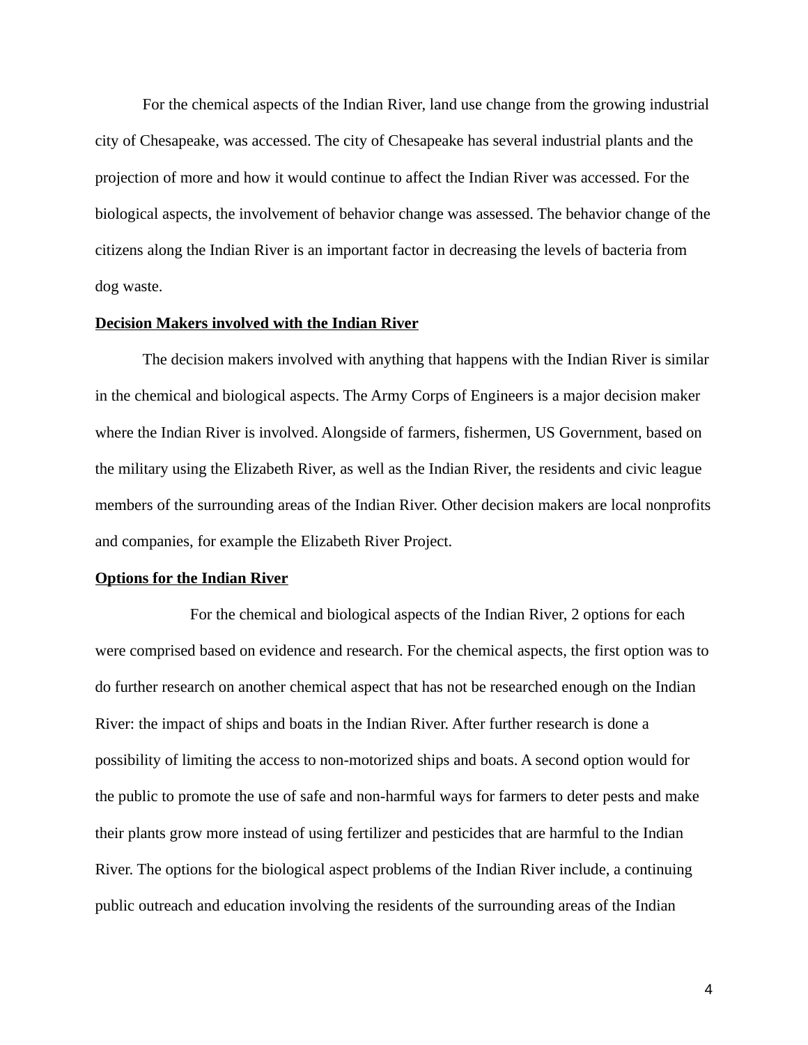For the chemical aspects of the Indian River, land use change from the growing industrial city of Chesapeake, was accessed. The city of Chesapeake has several industrial plants and the projection of more and how it would continue to affect the Indian River was accessed. For the biological aspects, the involvement of behavior change was assessed. The behavior change of the citizens along the Indian River is an important factor in decreasing the levels of bacteria from dog waste.

**<u>Decision Makers involved with the Indian River</u>**

The decision makers involved with anything that happens with the Indian River is similar in the chemical and biological aspects. The Army Corps of Engineers is a major decision maker where the Indian River is involved. Alongside of farmers, fishermen, US Government, based on the military using the Elizabeth River, as well as the Indian River, the residents and civic league members of the surrounding areas of the Indian River. Other decision makers are local nonprofits and companies, for example the Elizabeth River Project.

**<u>Options for the Indian River</u>**

For the chemical and biological aspects of the Indian River, 2 options for each were comprised based on evidence and research. For the chemical aspects, the first option was to do further research on another chemical aspect that has not be researched enough on the Indian River: the impact of ships and boats in the Indian River. After further research is done a possibility of limiting the access to non-motorized ships and boats. A second option would for the public to promote the use of safe and non-harmful ways for farmers to deter pests and make their plants grow more instead of using fertilizer and pesticides that are harmful to the Indian River. The options for the biological aspect problems of the Indian River include, a continuing public outreach and education involving the residents of the surrounding areas of the Indian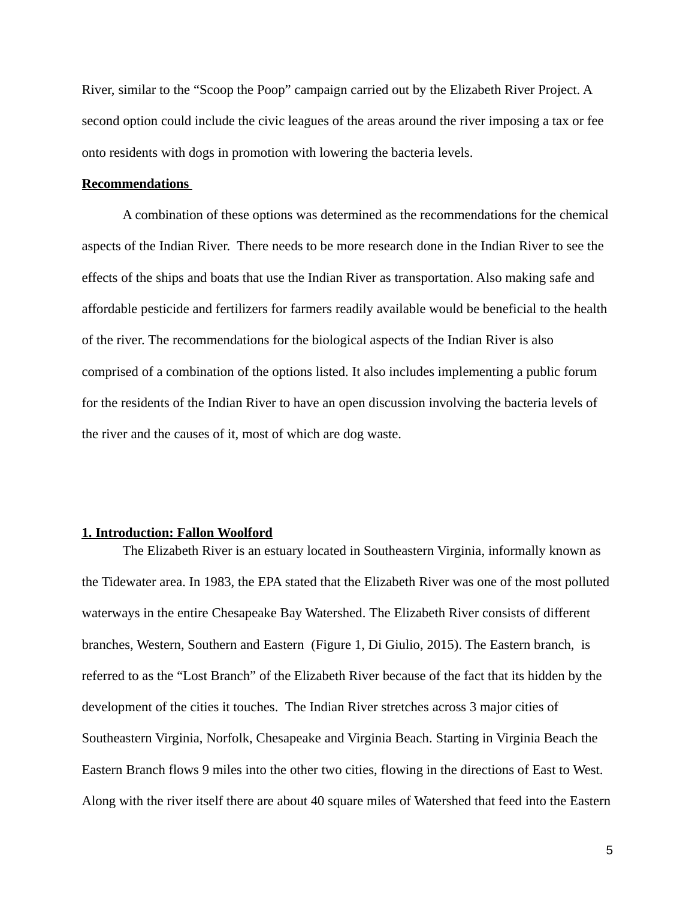River, similar to the “Scoop the Poop” campaign carried out by the Elizabeth River Project. A second option could include the civic leagues of the areas around the river imposing a tax or fee onto residents with dogs in promotion with lowering the bacteria levels.

**Recommendations**

A combination of these options was determined as the recommendations for the chemical aspects of the Indian River. There needs to be more research done in the Indian River to see the effects of the ships and boats that use the Indian River as transportation. Also making safe and affordable pesticide and fertilizers for farmers readily available would be beneficial to the health of the river. The recommendations for the biological aspects of the Indian River is also comprised of a combination of the options listed. It also includes implementing a public forum for the residents of the Indian River to have an open discussion involving the bacteria levels of the river and the causes of it, most of which are dog waste.

## 1. Introduction: Fallon Woolford

The Elizabeth River is an estuary located in Southeastern Virginia, informally known as the Tidewater area. In 1983, the EPA stated that the Elizabeth River was one of the most polluted waterways in the entire Chesapeake Bay Watershed. The Elizabeth River consists of different branches, Western, Southern and Eastern (Figure 1, Di Giulio, 2015). The Eastern branch, is referred to as the “Lost Branch” of the Elizabeth River because of the fact that its hidden by the development of the cities it touches. The Indian River stretches across 3 major cities of Southeastern Virginia, Norfolk, Chesapeake and Virginia Beach. Starting in Virginia Beach the Eastern Branch flows 9 miles into the other two cities, flowing in the directions of East to West. Along with the river itself there are about 40 square miles of Watershed that feed into the Eastern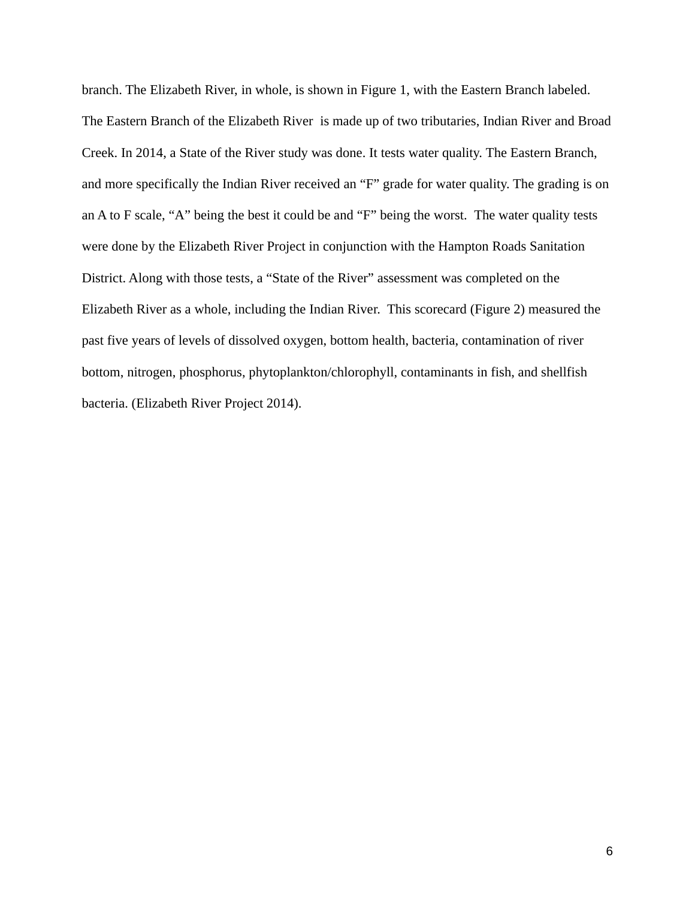branch. The Elizabeth River, in whole, is shown in Figure 1, with the Eastern Branch labeled. The Eastern Branch of the Elizabeth River is made up of two tributaries, Indian River and Broad Creek. In 2014, a State of the River study was done. It tests water quality. The Eastern Branch, and more specifically the Indian River received an “F” grade for water quality. The grading is on an A to F scale, “A” being the best it could be and “F” being the worst. The water quality tests were done by the Elizabeth River Project in conjunction with the Hampton Roads Sanitation District. Along with those tests, a “State of the River” assessment was completed on the Elizabeth River as a whole, including the Indian River. This scorecard (Figure 2) measured the past five years of levels of dissolved oxygen, bottom health, bacteria, contamination of river bottom, nitrogen, phosphorus, phytoplankton/chlorophyll, contaminants in fish, and shellfish bacteria. (Elizabeth River Project 2014).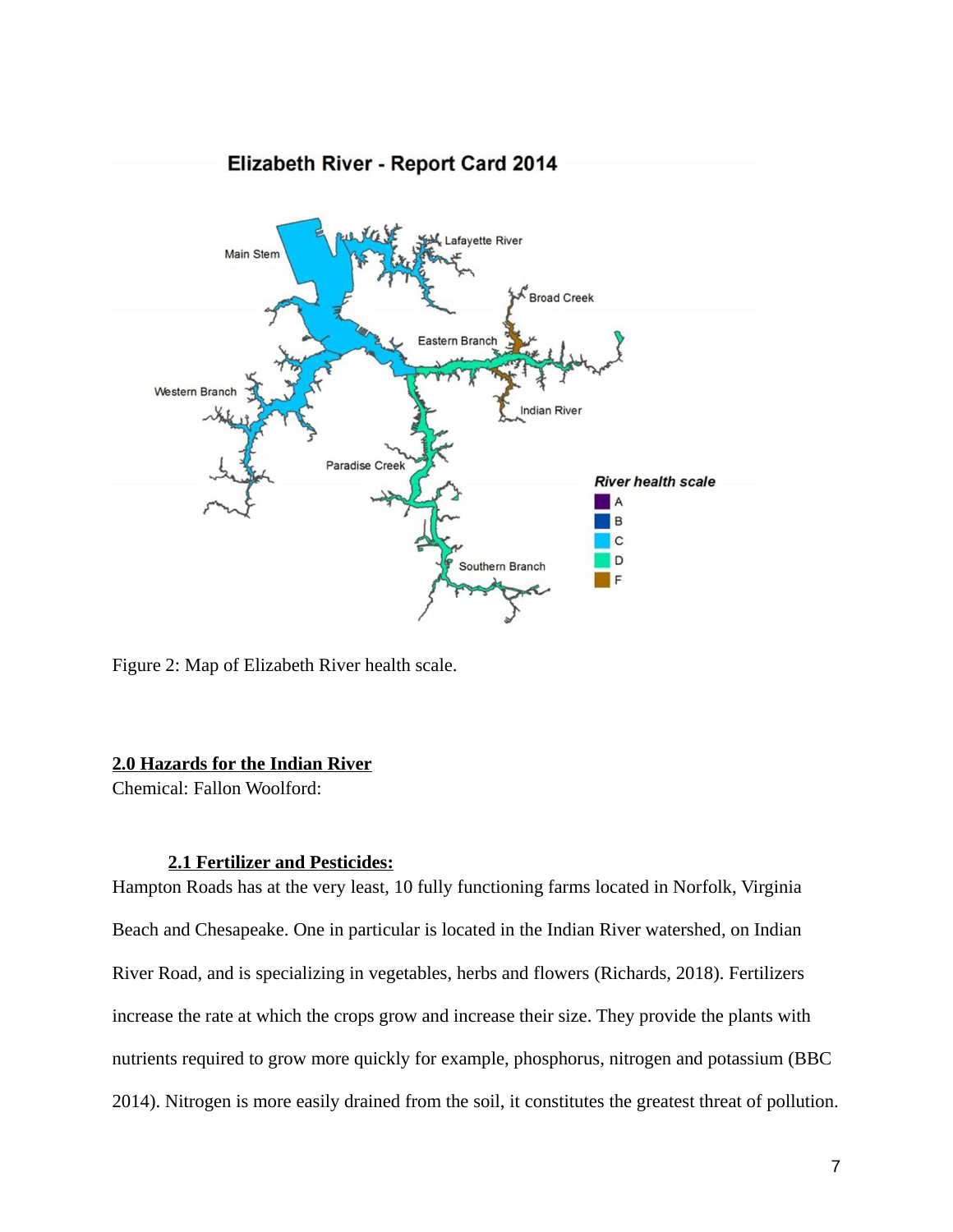Figure 2: Map of Elizabeth River health scale.

## 2.0 Hazards for the Indian River

Chemical: Fallon Woolford:

### 2.1 Fertilizer and Pesticides:

Hampton Roads has at the very least, 10 fully functioning farms located in Norfolk, Virginia Beach and Chesapeake. One in particular is located in the Indian River watershed, on Indian River Road, and is specializing in vegetables, herbs and flowers (Richards, 2018). Fertilizers increase the rate at which the crops grow and increase their size. They provide the plants with nutrients required to grow more quickly for example, phosphorus, nitrogen and potassium (BBC 2014). Nitrogen is more easily drained from the soil, it constitutes the greatest threat of pollution.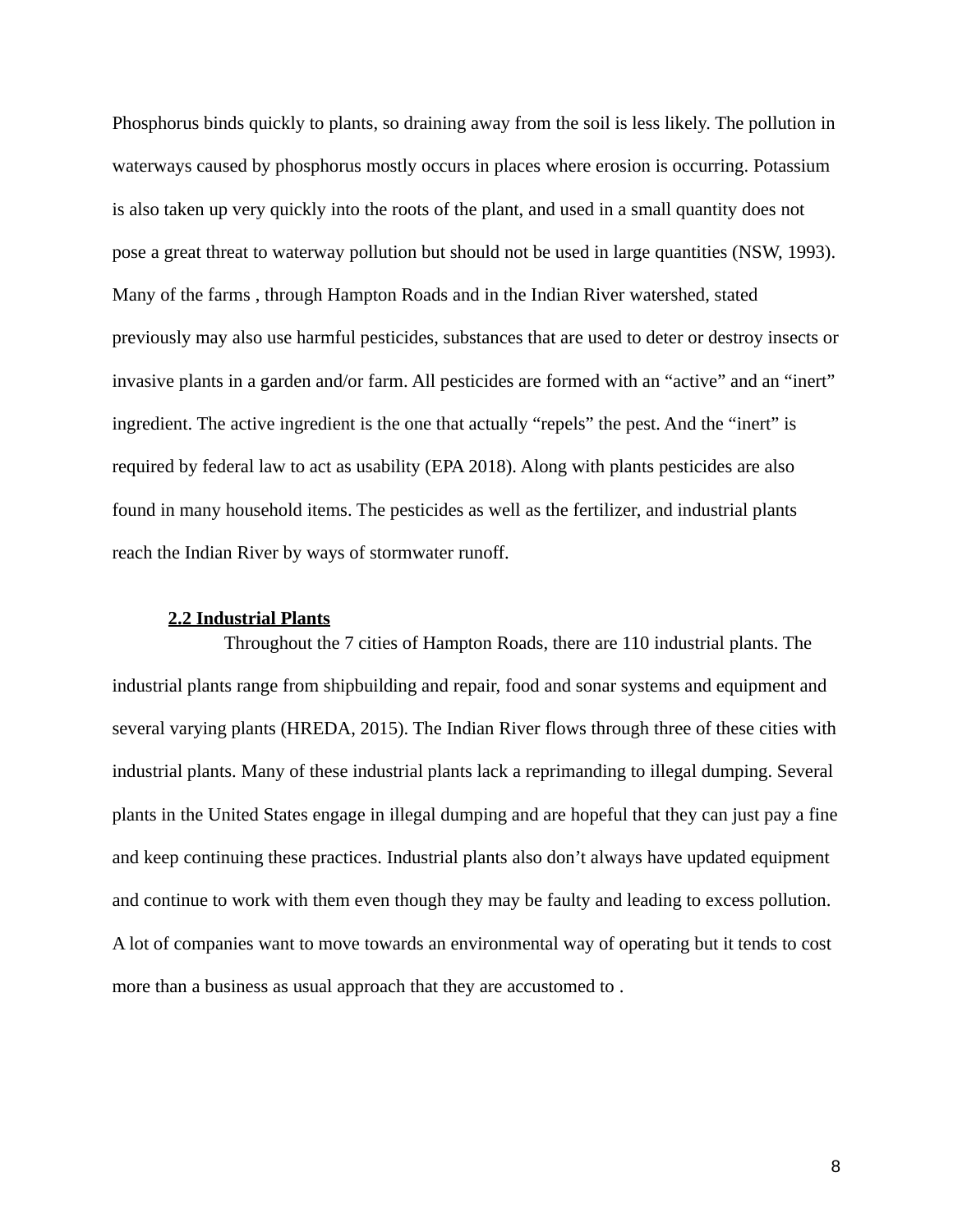Phosphorus binds quickly to plants, so draining away from the soil is less likely. The pollution in waterways caused by phosphorus mostly occurs in places where erosion is occurring. Potassium is also taken up very quickly into the roots of the plant, and used in a small quantity does not pose a great threat to waterway pollution but should not be used in large quantities (NSW, 1993). Many of the farms , through Hampton Roads and in the Indian River watershed, stated previously may also use harmful pesticides, substances that are used to deter or destroy insects or invasive plants in a garden and/or farm. All pesticides are formed with an “active” and an “inert” ingredient. The active ingredient is the one that actually “repels” the pest. And the “inert” is required by federal law to act as usability (EPA 2018). Along with plants pesticides are also found in many household items. The pesticides as well as the fertilizer, and industrial plants reach the Indian River by ways of stormwater runoff.

### 2.2 Industrial Plants

Throughout the 7 cities of Hampton Roads, there are 110 industrial plants. The industrial plants range from shipbuilding and repair, food and sonar systems and equipment and several varying plants (HREDA, 2015). The Indian River flows through three of these cities with industrial plants. Many of these industrial plants lack a reprimanding to illegal dumping. Several plants in the United States engage in illegal dumping and are hopeful that they can just pay a fine and keep continuing these practices. Industrial plants also don’t always have updated equipment and continue to work with them even though they may be faulty and leading to excess pollution. A lot of companies want to move towards an environmental way of operating but it tends to cost more than a business as usual approach that they are accustomed to .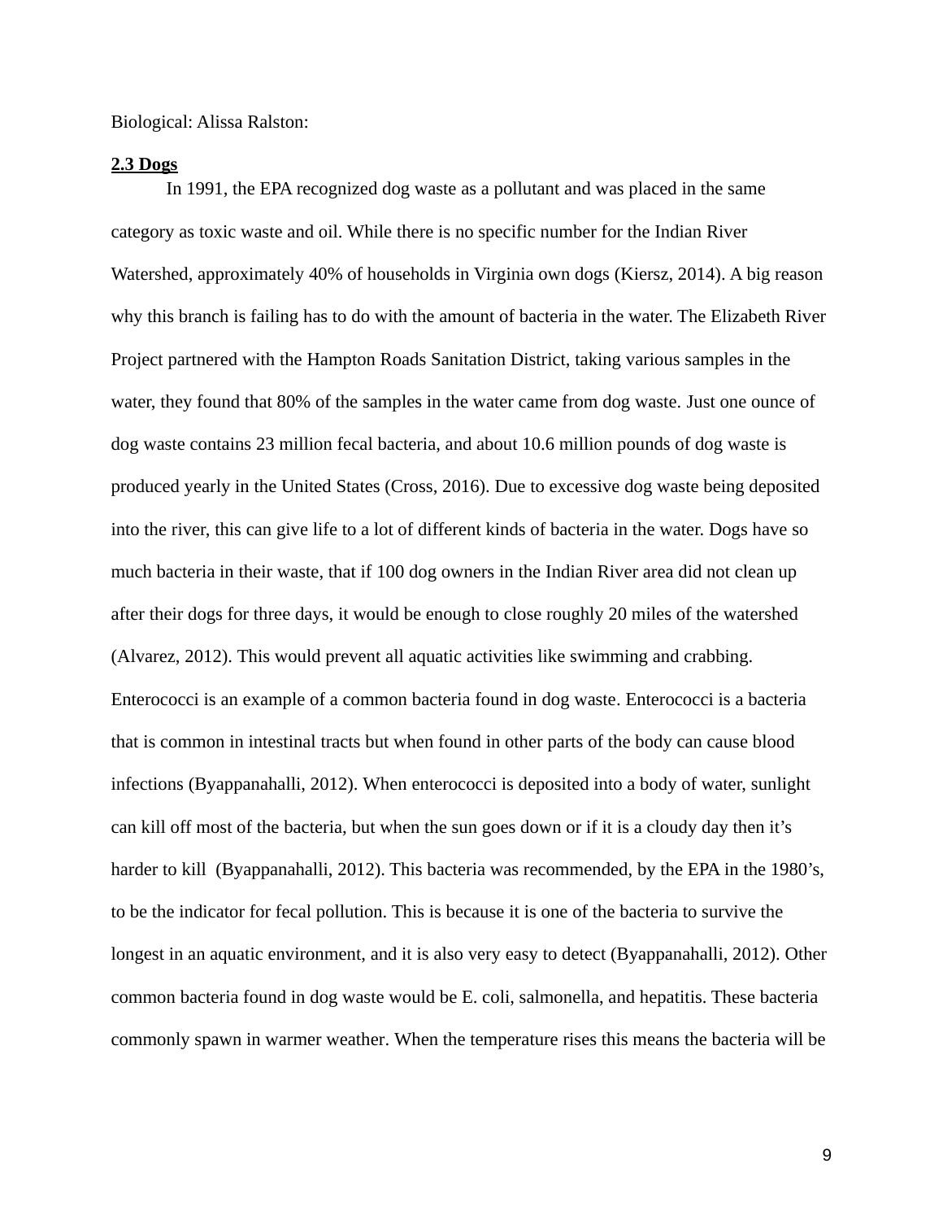Biological: Alissa Ralston:

**2.3 Dogs**

In 1991, the EPA recognized dog waste as a pollutant and was placed in the same category as toxic waste and oil. While there is no specific number for the Indian River Watershed, approximately 40% of households in Virginia own dogs (Kiersz, 2014). A big reason why this branch is failing has to do with the amount of bacteria in the water. The Elizabeth River Project partnered with the Hampton Roads Sanitation District, taking various samples in the water, they found that 80% of the samples in the water came from dog waste. Just one ounce of dog waste contains 23 million fecal bacteria, and about 10.6 million pounds of dog waste is produced yearly in the United States (Cross, 2016). Due to excessive dog waste being deposited into the river, this can give life to a lot of different kinds of bacteria in the water. Dogs have so much bacteria in their waste, that if 100 dog owners in the Indian River area did not clean up after their dogs for three days, it would be enough to close roughly 20 miles of the watershed (Alvarez, 2012). This would prevent all aquatic activities like swimming and crabbing. Enterococci is an example of a common bacteria found in dog waste. Enterococci is a bacteria that is common in intestinal tracts but when found in other parts of the body can cause blood infections (Byappanahalli, 2012). When enterococci is deposited into a body of water, sunlight can kill off most of the bacteria, but when the sun goes down or if it is a cloudy day then it's harder to kill (Byappanahalli, 2012). This bacteria was recommended, by the EPA in the 1980's, to be the indicator for fecal pollution. This is because it is one of the bacteria to survive the longest in an aquatic environment, and it is also very easy to detect (Byappanahalli, 2012). Other common bacteria found in dog waste would be E. coli, salmonella, and hepatitis. These bacteria commonly spawn in warmer weather. When the temperature rises this means the bacteria will be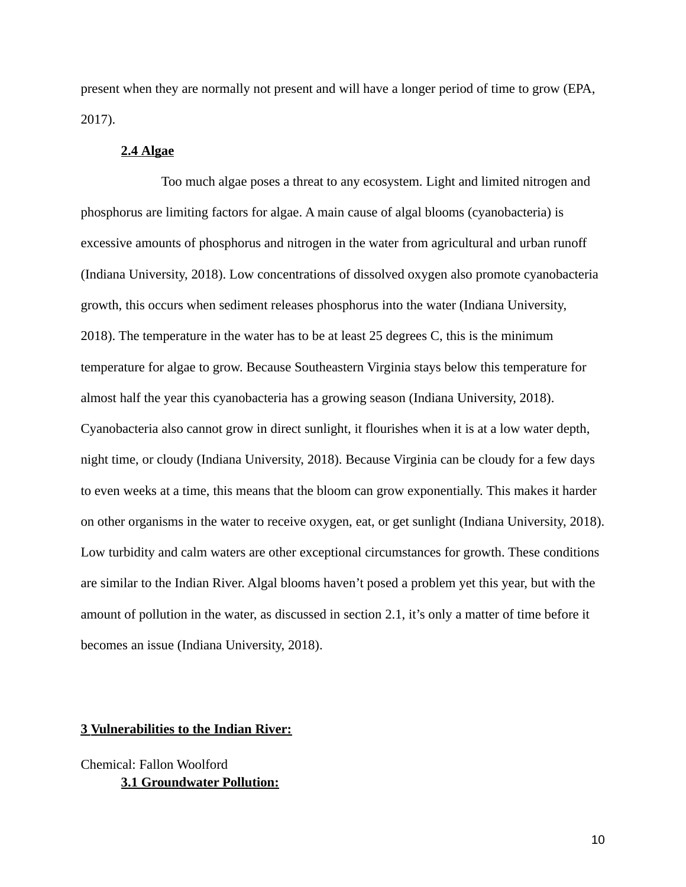present when they are normally not present and will have a longer period of time to grow (EPA, 2017).

### 2.4 Algae

Too much algae poses a threat to any ecosystem. Light and limited nitrogen and phosphorus are limiting factors for algae. A main cause of algal blooms (cyanobacteria) is excessive amounts of phosphorus and nitrogen in the water from agricultural and urban runoff (Indiana University, 2018). Low concentrations of dissolved oxygen also promote cyanobacteria growth, this occurs when sediment releases phosphorus into the water (Indiana University, 2018). The temperature in the water has to be at least 25 degrees C, this is the minimum temperature for algae to grow. Because Southeastern Virginia stays below this temperature for almost half the year this cyanobacteria has a growing season (Indiana University, 2018). Cyanobacteria also cannot grow in direct sunlight, it flourishes when it is at a low water depth, night time, or cloudy (Indiana University, 2018). Because Virginia can be cloudy for a few days to even weeks at a time, this means that the bloom can grow exponentially. This makes it harder on other organisms in the water to receive oxygen, eat, or get sunlight (Indiana University, 2018). Low turbidity and calm waters are other exceptional circumstances for growth. These conditions are similar to the Indian River. Algal blooms haven't posed a problem yet this year, but with the amount of pollution in the water, as discussed in section 2.1, it's only a matter of time before it becomes an issue (Indiana University, 2018).

## 3 Vulnerabilities to the Indian River:

Chemical: Fallon Woolford

### 3.1 Groundwater Pollution: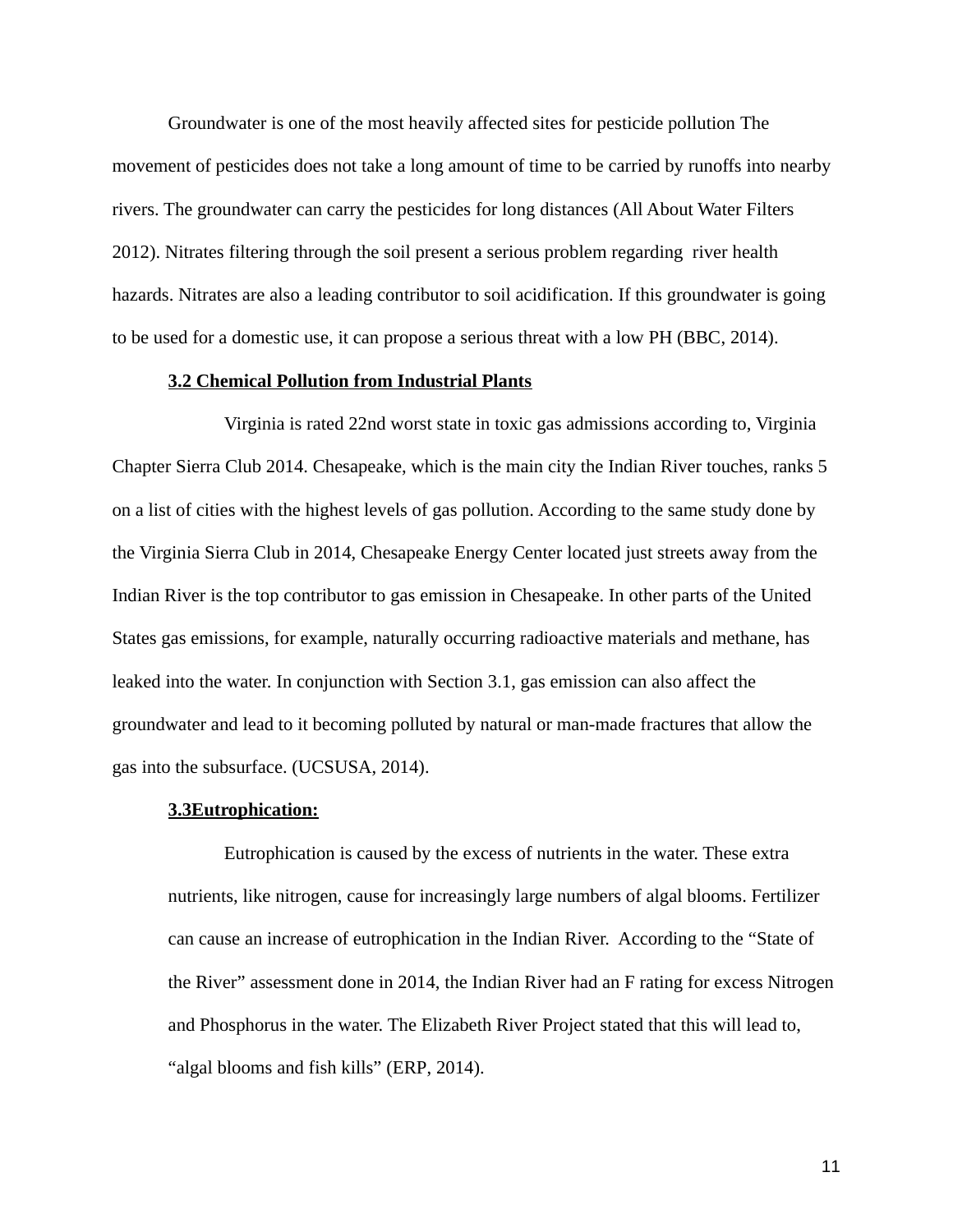Groundwater is one of the most heavily affected sites for pesticide pollution The movement of pesticides does not take a long amount of time to be carried by runoffs into nearby rivers. The groundwater can carry the pesticides for long distances (All About Water Filters 2012). Nitrates filtering through the soil present a serious problem regarding  river health hazards. Nitrates are also a leading contributor to soil acidification. If this groundwater is going to be used for a domestic use, it can propose a serious threat with a low PH (BBC, 2014).

**3.2 Chemical Pollution from Industrial Plants**

Virginia is rated 22nd worst state in toxic gas admissions according to, Virginia Chapter Sierra Club 2014. Chesapeake, which is the main city the Indian River touches, ranks 5 on a list of cities with the highest levels of gas pollution. According to the same study done by the Virginia Sierra Club in 2014, Chesapeake Energy Center located just streets away from the Indian River is the top contributor to gas emission in Chesapeake. In other parts of the United States gas emissions, for example, naturally occurring radioactive materials and methane, has leaked into the water. In conjunction with Section 3.1, gas emission can also affect the groundwater and lead to it becoming polluted by natural or man-made fractures that allow the gas into the subsurface. (UCSUSA, 2014).

**3.3Eutrophication:**

Eutrophication is caused by the excess of nutrients in the water. These extra nutrients, like nitrogen, cause for increasingly large numbers of algal blooms. Fertilizer can cause an increase of eutrophication in the Indian River.  According to the "State of the River" assessment done in 2014, the Indian River had an F rating for excess Nitrogen and Phosphorus in the water. The Elizabeth River Project stated that this will lead to, "algal blooms and fish kills" (ERP, 2014).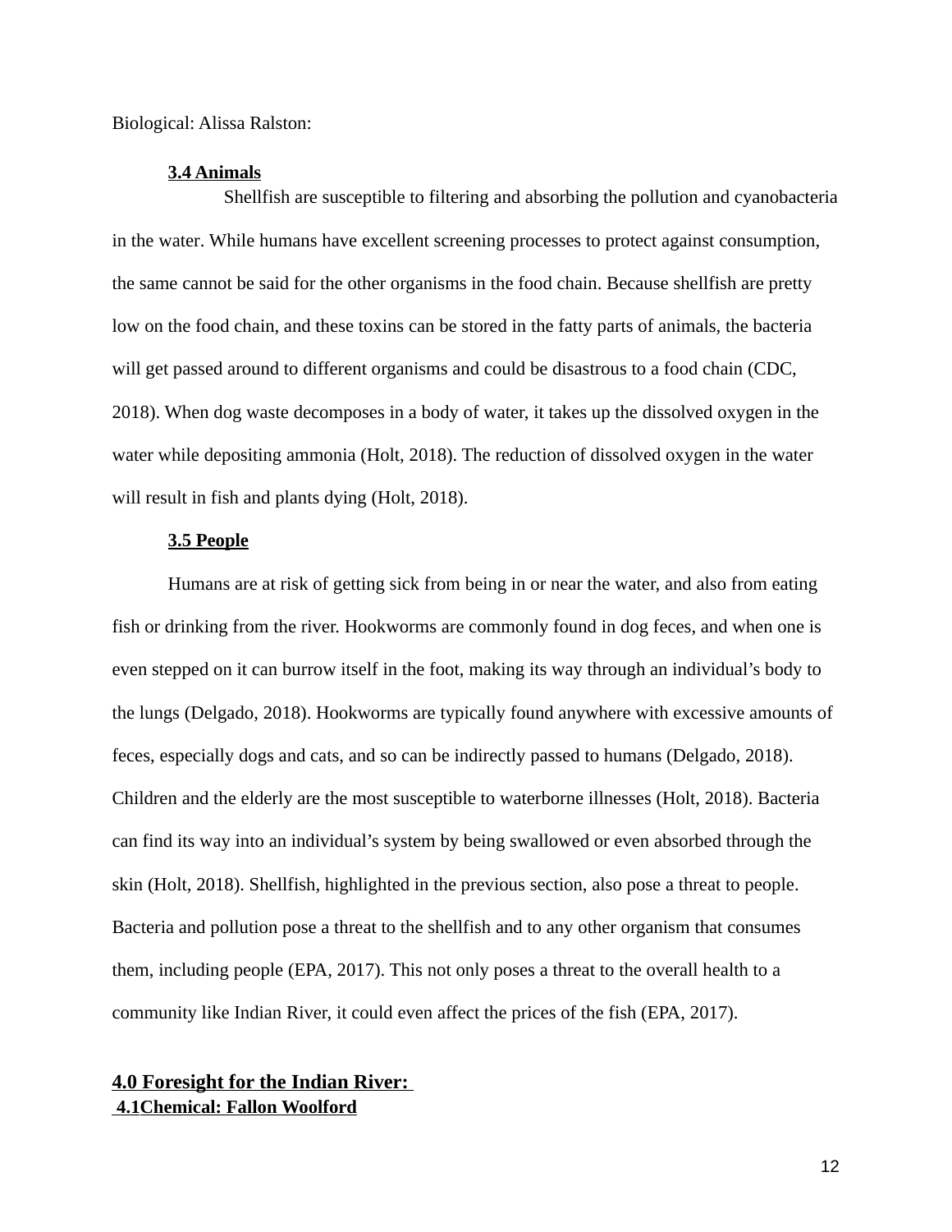Biological: Alissa Ralston:

### 3.4 Animals

Shellfish are susceptible to filtering and absorbing the pollution and cyanobacteria in the water. While humans have excellent screening processes to protect against consumption, the same cannot be said for the other organisms in the food chain. Because shellfish are pretty low on the food chain, and these toxins can be stored in the fatty parts of animals, the bacteria will get passed around to different organisms and could be disastrous to a food chain (CDC, 2018). When dog waste decomposes in a body of water, it takes up the dissolved oxygen in the water while depositing ammonia (Holt, 2018). The reduction of dissolved oxygen in the water will result in fish and plants dying (Holt, 2018).

### 3.5 People

Humans are at risk of getting sick from being in or near the water, and also from eating fish or drinking from the river. Hookworms are commonly found in dog feces, and when one is even stepped on it can burrow itself in the foot, making its way through an individual's body to the lungs (Delgado, 2018). Hookworms are typically found anywhere with excessive amounts of feces, especially dogs and cats, and so can be indirectly passed to humans (Delgado, 2018). Children and the elderly are the most susceptible to waterborne illnesses (Holt, 2018). Bacteria can find its way into an individual's system by being swallowed or even absorbed through the skin (Holt, 2018). Shellfish, highlighted in the previous section, also pose a threat to people. Bacteria and pollution pose a threat to the shellfish and to any other organism that consumes them, including people (EPA, 2017). This not only poses a threat to the overall health to a community like Indian River, it could even affect the prices of the fish (EPA, 2017).

## 4.0 Foresight for the Indian River:

### 4.1Chemical: Fallon Woolford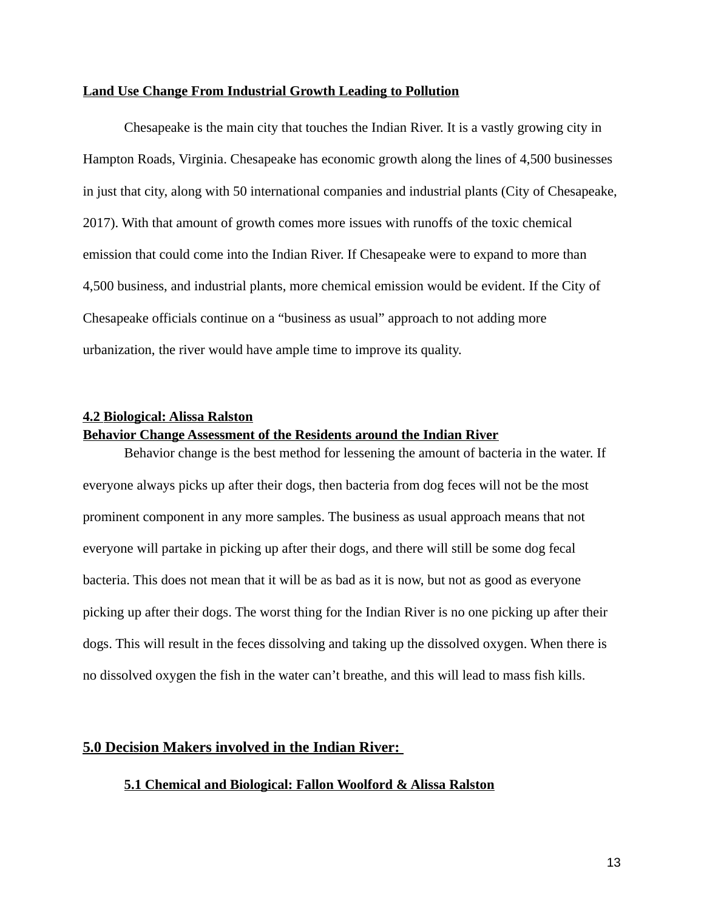**Land Use Change From Industrial Growth Leading to Pollution**

Chesapeake is the main city that touches the Indian River. It is a vastly growing city in Hampton Roads, Virginia. Chesapeake has economic growth along the lines of 4,500 businesses in just that city, along with 50 international companies and industrial plants (City of Chesapeake, 2017). With that amount of growth comes more issues with runoffs of the toxic chemical emission that could come into the Indian River. If Chesapeake were to expand to more than 4,500 business, and industrial plants, more chemical emission would be evident. If the City of Chesapeake officials continue on a "business as usual" approach to not adding more urbanization, the river would have ample time to improve its quality.

### 4.2 Biological: Alissa Ralston

**Behavior Change Assessment of the Residents around the Indian River**

Behavior change is the best method for lessening the amount of bacteria in the water. If everyone always picks up after their dogs, then bacteria from dog feces will not be the most prominent component in any more samples. The business as usual approach means that not everyone will partake in picking up after their dogs, and there will still be some dog fecal bacteria. This does not mean that it will be as bad as it is now, but not as good as everyone picking up after their dogs. The worst thing for the Indian River is no one picking up after their dogs. This will result in the feces dissolving and taking up the dissolved oxygen. When there is no dissolved oxygen the fish in the water can't breathe, and this will lead to mass fish kills.

## 5.0 Decision Makers involved in the Indian River:

### 5.1 Chemical and Biological: Fallon Woolford & Alissa Ralston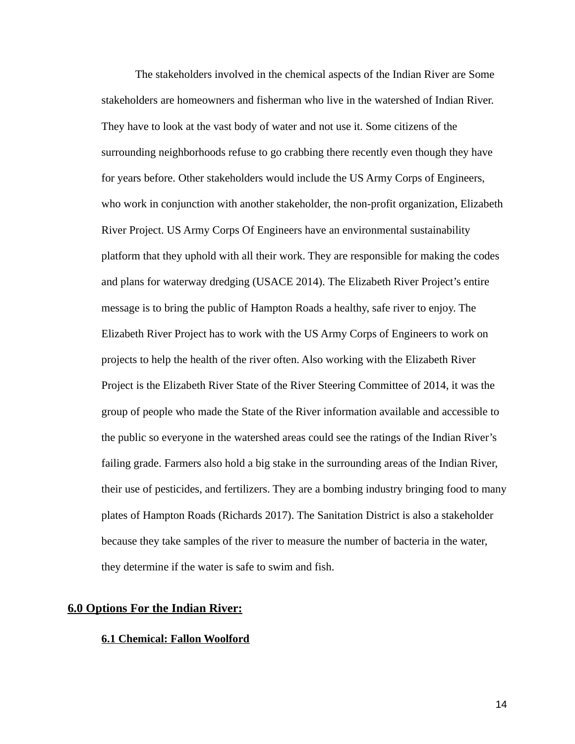The stakeholders involved in the chemical aspects of the Indian River are Some stakeholders are homeowners and fisherman who live in the watershed of Indian River. They have to look at the vast body of water and not use it. Some citizens of the surrounding neighborhoods refuse to go crabbing there recently even though they have for years before. Other stakeholders would include the US Army Corps of Engineers, who work in conjunction with another stakeholder, the non-profit organization, Elizabeth River Project. US Army Corps Of Engineers have an environmental sustainability platform that they uphold with all their work. They are responsible for making the codes and plans for waterway dredging (USACE 2014). The Elizabeth River Project's entire message is to bring the public of Hampton Roads a healthy, safe river to enjoy. The Elizabeth River Project has to work with the US Army Corps of Engineers to work on projects to help the health of the river often. Also working with the Elizabeth River Project is the Elizabeth River State of the River Steering Committee of 2014, it was the group of people who made the State of the River information available and accessible to the public so everyone in the watershed areas could see the ratings of the Indian River's failing grade. Farmers also hold a big stake in the surrounding areas of the Indian River, their use of pesticides, and fertilizers. They are a bombing industry bringing food to many plates of Hampton Roads (Richards 2017). The Sanitation District is also a stakeholder because they take samples of the river to measure the number of bacteria in the water, they determine if the water is safe to swim and fish.

## 6.0 Options For the Indian River:

### 6.1 Chemical: Fallon Woolford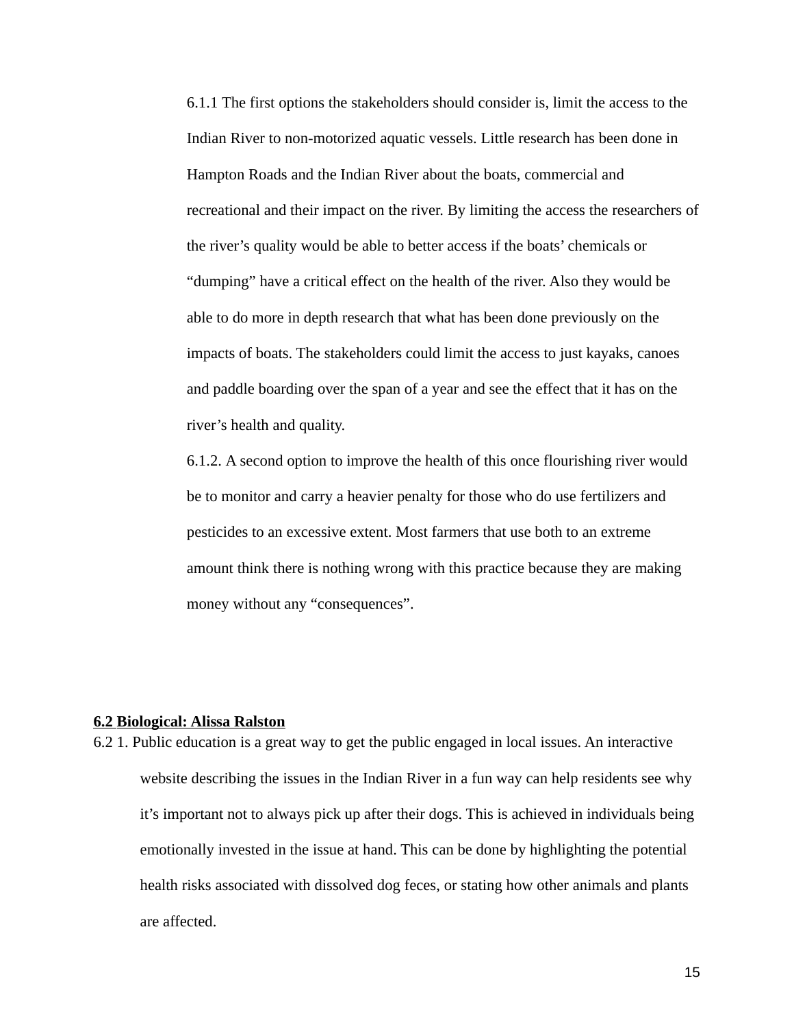6.1.1 The first options the stakeholders should consider is, limit the access to the Indian River to non-motorized aquatic vessels. Little research has been done in Hampton Roads and the Indian River about the boats, commercial and recreational and their impact on the river. By limiting the access the researchers of the river's quality would be able to better access if the boats' chemicals or "dumping" have a critical effect on the health of the river. Also they would be able to do more in depth research that what has been done previously on the impacts of boats. The stakeholders could limit the access to just kayaks, canoes and paddle boarding over the span of a year and see the effect that it has on the river's health and quality.

6.1.2. A second option to improve the health of this once flourishing river would be to monitor and carry a heavier penalty for those who do use fertilizers and pesticides to an excessive extent. Most farmers that use both to an extreme amount think there is nothing wrong with this practice because they are making money without any "consequences".

**6.2 Biological: Alissa Ralston**

6.2 1. Public education is a great way to get the public engaged in local issues. An interactive website describing the issues in the Indian River in a fun way can help residents see why it's important not to always pick up after their dogs. This is achieved in individuals being emotionally invested in the issue at hand. This can be done by highlighting the potential health risks associated with dissolved dog feces, or stating how other animals and plants are affected.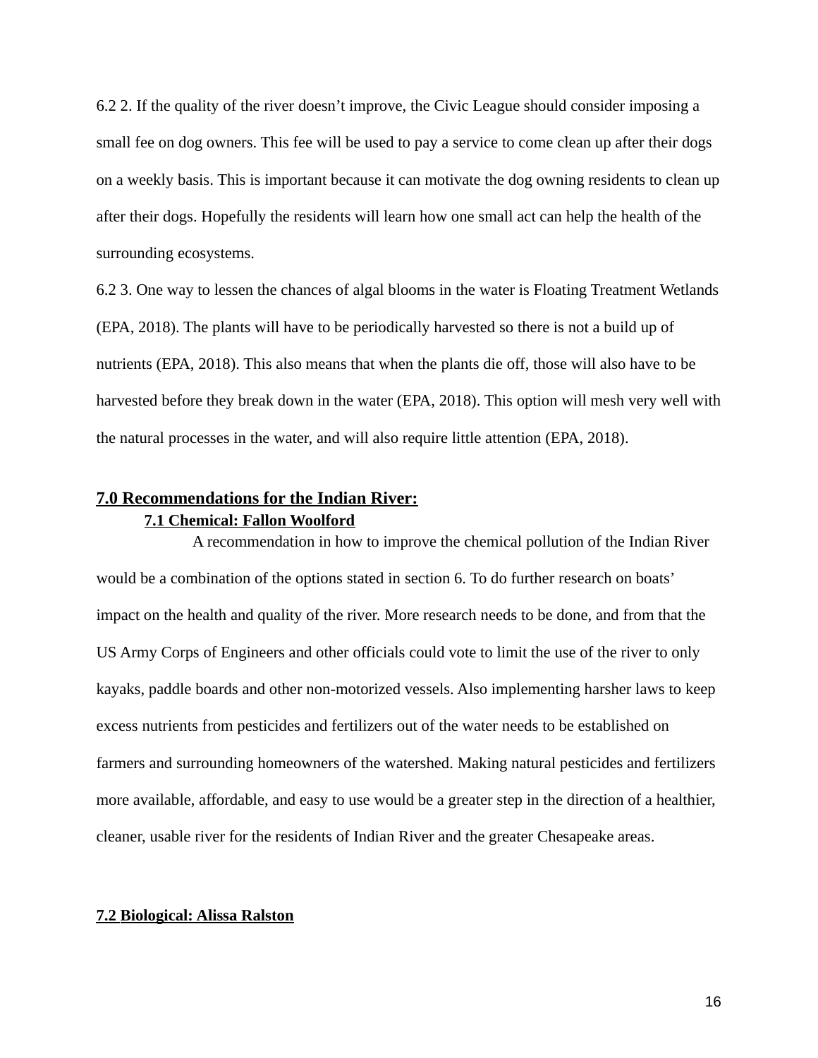6.2 2. If the quality of the river doesn't improve, the Civic League should consider imposing a small fee on dog owners. This fee will be used to pay a service to come clean up after their dogs on a weekly basis. This is important because it can motivate the dog owning residents to clean up after their dogs. Hopefully the residents will learn how one small act can help the health of the surrounding ecosystems.

6.2 3. One way to lessen the chances of algal blooms in the water is Floating Treatment Wetlands (EPA, 2018). The plants will have to be periodically harvested so there is not a build up of nutrients (EPA, 2018). This also means that when the plants die off, those will also have to be harvested before they break down in the water (EPA, 2018). This option will mesh very well with the natural processes in the water, and will also require little attention (EPA, 2018).

## 7.0 Recommendations for the Indian River:

### 7.1 Chemical: Fallon Woolford

A recommendation in how to improve the chemical pollution of the Indian River would be a combination of the options stated in section 6. To do further research on boats' impact on the health and quality of the river. More research needs to be done, and from that the US Army Corps of Engineers and other officials could vote to limit the use of the river to only kayaks, paddle boards and other non-motorized vessels. Also implementing harsher laws to keep excess nutrients from pesticides and fertilizers out of the water needs to be established on farmers and surrounding homeowners of the watershed. Making natural pesticides and fertilizers more available, affordable, and easy to use would be a greater step in the direction of a healthier, cleaner, usable river for the residents of Indian River and the greater Chesapeake areas.

### 7.2 Biological: Alissa Ralston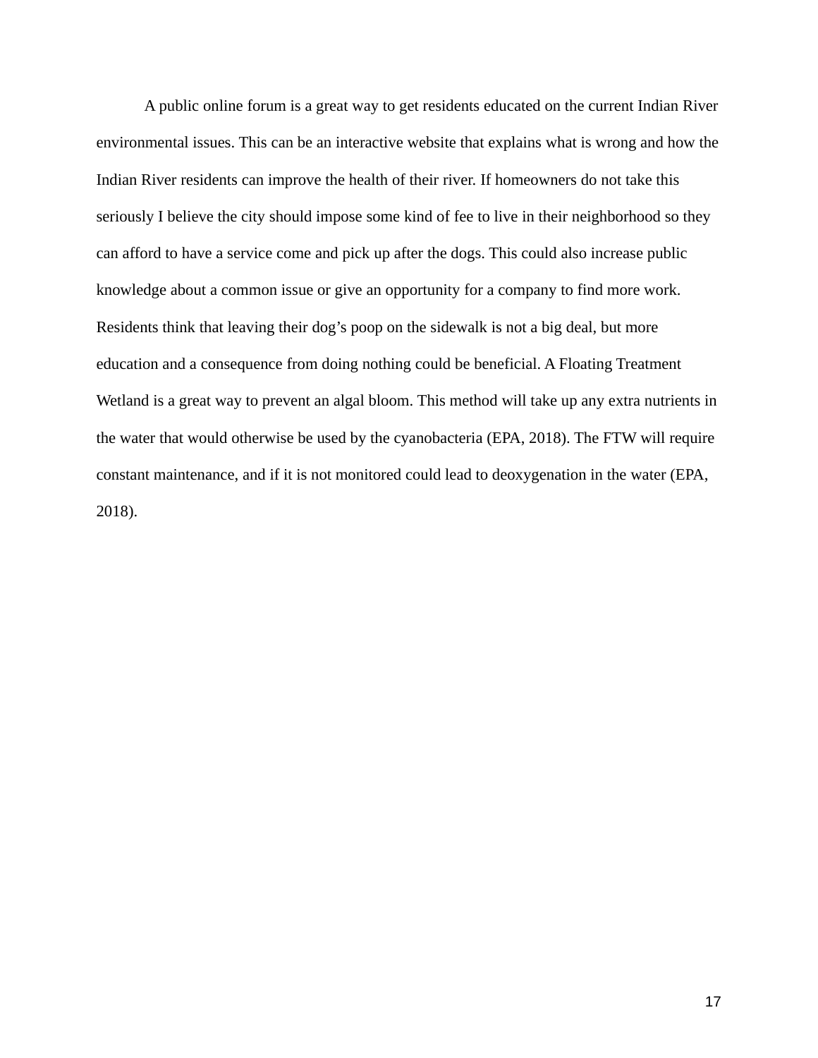A public online forum is a great way to get residents educated on the current Indian River environmental issues. This can be an interactive website that explains what is wrong and how the Indian River residents can improve the health of their river. If homeowners do not take this seriously I believe the city should impose some kind of fee to live in their neighborhood so they can afford to have a service come and pick up after the dogs. This could also increase public knowledge about a common issue or give an opportunity for a company to find more work. Residents think that leaving their dog's poop on the sidewalk is not a big deal, but more education and a consequence from doing nothing could be beneficial. A Floating Treatment Wetland is a great way to prevent an algal bloom. This method will take up any extra nutrients in the water that would otherwise be used by the cyanobacteria (EPA, 2018). The FTW will require constant maintenance, and if it is not monitored could lead to deoxygenation in the water (EPA, 2018).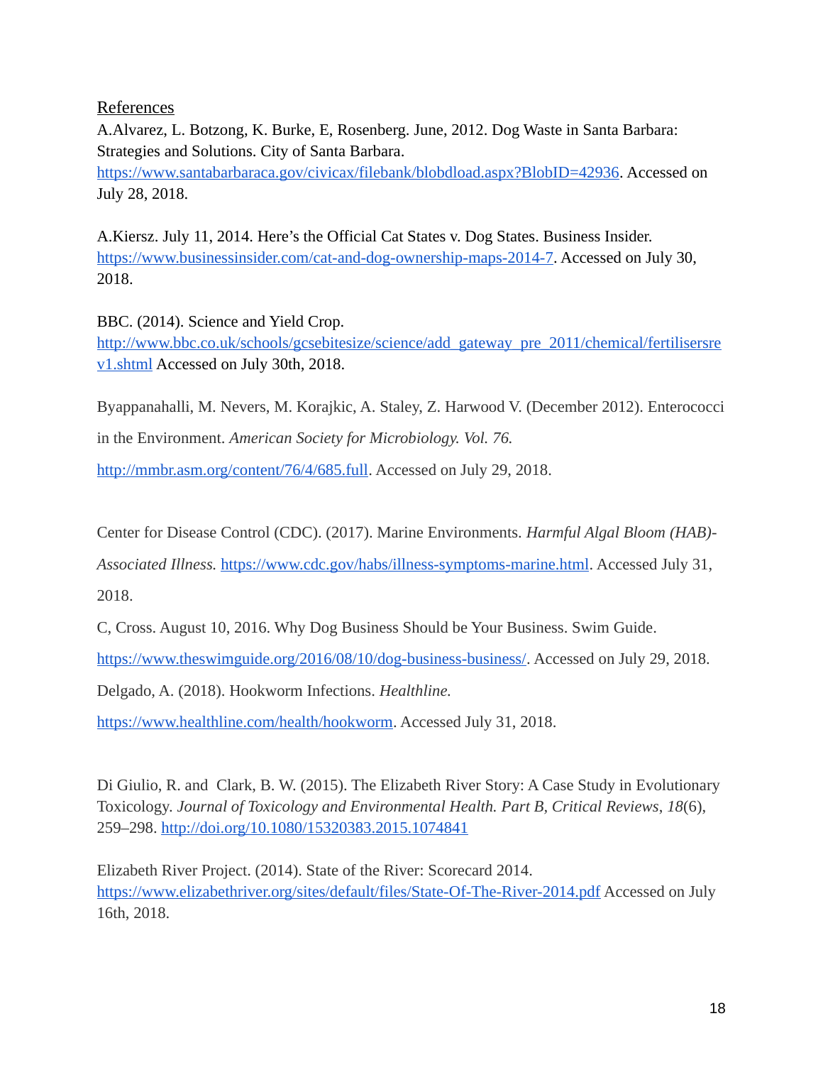References

A.Alvarez, L. Botzong, K. Burke, E, Rosenberg. June, 2012. Dog Waste in Santa Barbara: Strategies and Solutions. City of Santa Barbara. https://www.santabarbaraca.gov/civicax/filebank/blobdload.aspx?BlobID=42936. Accessed on July 28, 2018.

A.Kiersz. July 11, 2014. Here's the Official Cat States v. Dog States. Business Insider. https://www.businessinsider.com/cat-and-dog-ownership-maps-2014-7. Accessed on July 30, 2018.

BBC. (2014). Science and Yield Crop. http://www.bbc.co.uk/schools/gcsebitesize/science/add_gateway_pre_2011/chemical/fertilisersrev1.shtml Accessed on July 30th, 2018.

Byappanahalli, M. Nevers, M. Korajkic, A. Staley, Z. Harwood V. (December 2012). Enterococci in the Environment. *American Society for Microbiology. Vol. 76.* http://mmbr.asm.org/content/76/4/685.full. Accessed on July 29, 2018.

Center for Disease Control (CDC). (2017). Marine Environments. *Harmful Algal Bloom (HAB)-Associated Illness.* https://www.cdc.gov/habs/illness-symptoms-marine.html. Accessed July 31, 2018.

C, Cross. August 10, 2016. Why Dog Business Should be Your Business. Swim Guide. https://www.theswimguide.org/2016/08/10/dog-business-business/. Accessed on July 29, 2018.

Delgado, A. (2018). Hookworm Infections. *Healthline.* https://www.healthline.com/health/hookworm. Accessed July 31, 2018.

Di Giulio, R. and Clark, B. W. (2015). The Elizabeth River Story: A Case Study in Evolutionary Toxicology. *Journal of Toxicology and Environmental Health. Part B, Critical Reviews*, *18*(6), 259–298. http://doi.org/10.1080/15320383.2015.1074841

Elizabeth River Project. (2014). State of the River: Scorecard 2014. https://www.elizabethriver.org/sites/default/files/State-Of-The-River-2014.pdf Accessed on July 16th, 2018.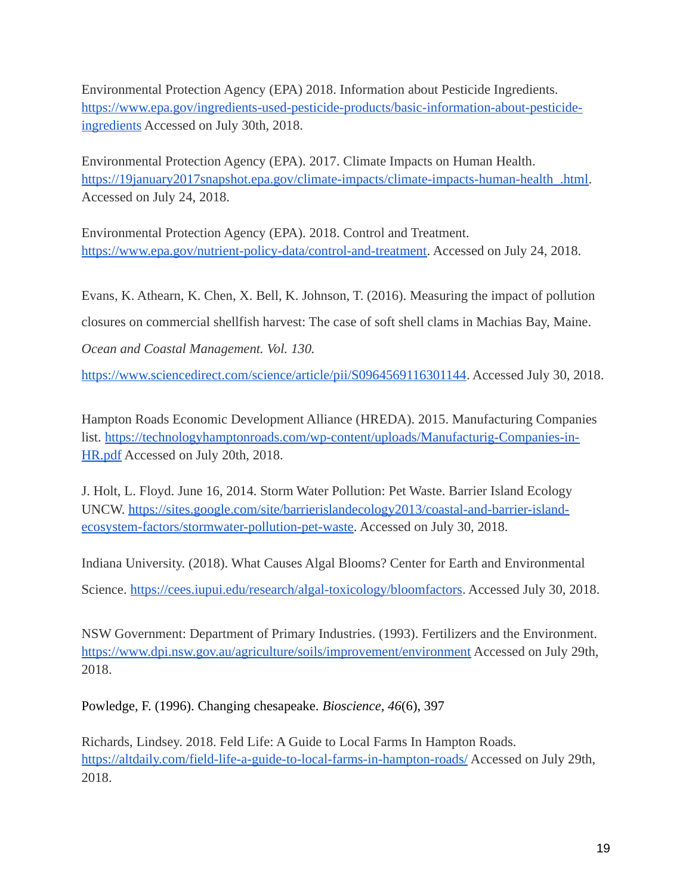Environmental Protection Agency (EPA) 2018. Information about Pesticide Ingredients. https://www.epa.gov/ingredients-used-pesticide-products/basic-information-about-pesticide-ingredients Accessed on July 30th, 2018.

Environmental Protection Agency (EPA). 2017. Climate Impacts on Human Health. https://19january2017snapshot.epa.gov/climate-impacts/climate-impacts-human-health_.html. Accessed on July 24, 2018.

Environmental Protection Agency (EPA). 2018. Control and Treatment. https://www.epa.gov/nutrient-policy-data/control-and-treatment. Accessed on July 24, 2018.

Evans, K. Athearn, K. Chen, X. Bell, K. Johnson, T. (2016). Measuring the impact of pollution closures on commercial shellfish harvest: The case of soft shell clams in Machias Bay, Maine. *Ocean and Coastal Management. Vol. 130.* https://www.sciencedirect.com/science/article/pii/S0964569116301144. Accessed July 30, 2018.

Hampton Roads Economic Development Alliance (HREDA). 2015. Manufacturing Companies list. https://technologyhamptonroads.com/wp-content/uploads/Manufacturig-Companies-in-HR.pdf Accessed on July 20th, 2018.

J. Holt, L. Floyd. June 16, 2014. Storm Water Pollution: Pet Waste. Barrier Island Ecology UNCW. https://sites.google.com/site/barrierislandecology2013/coastal-and-barrier-island-ecosystem-factors/stormwater-pollution-pet-waste. Accessed on July 30, 2018.

Indiana University. (2018). What Causes Algal Blooms? Center for Earth and Environmental Science. https://cees.iupui.edu/research/algal-toxicology/bloomfactors. Accessed July 30, 2018.

NSW Government: Department of Primary Industries. (1993). Fertilizers and the Environment. https://www.dpi.nsw.gov.au/agriculture/soils/improvement/environment Accessed on July 29th, 2018.

Powledge, F. (1996). Changing chesapeake. *Bioscience*, *46*(6), 397

Richards, Lindsey. 2018. Feld Life: A Guide to Local Farms In Hampton Roads. https://altdaily.com/field-life-a-guide-to-local-farms-in-hampton-roads/ Accessed on July 29th, 2018.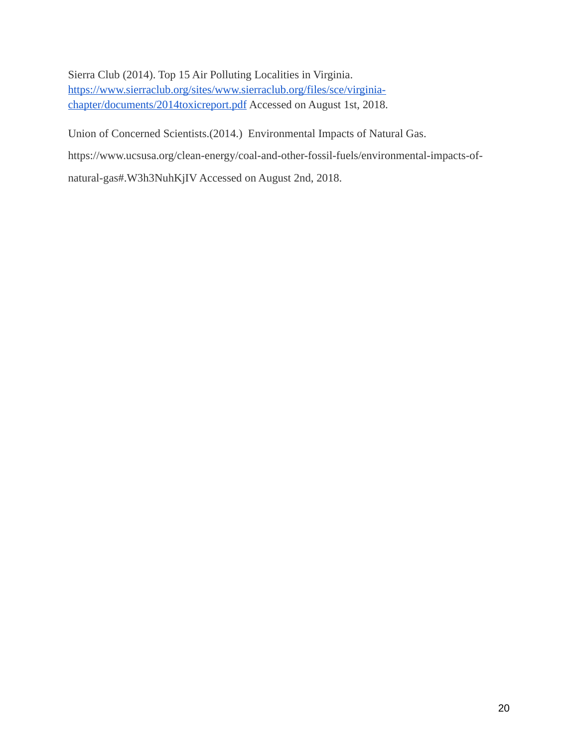Sierra Club (2014). Top 15 Air Polluting Localities in Virginia. https://www.sierraclub.org/sites/www.sierraclub.org/files/sce/virginia-chapter/documents/2014toxicreport.pdf Accessed on August 1st, 2018.

Union of Concerned Scientists.(2014.) Environmental Impacts of Natural Gas. https://www.ucsusa.org/clean-energy/coal-and-other-fossil-fuels/environmental-impacts-of-natural-gas#.W3h3NuhKjIV Accessed on August 2nd, 2018.